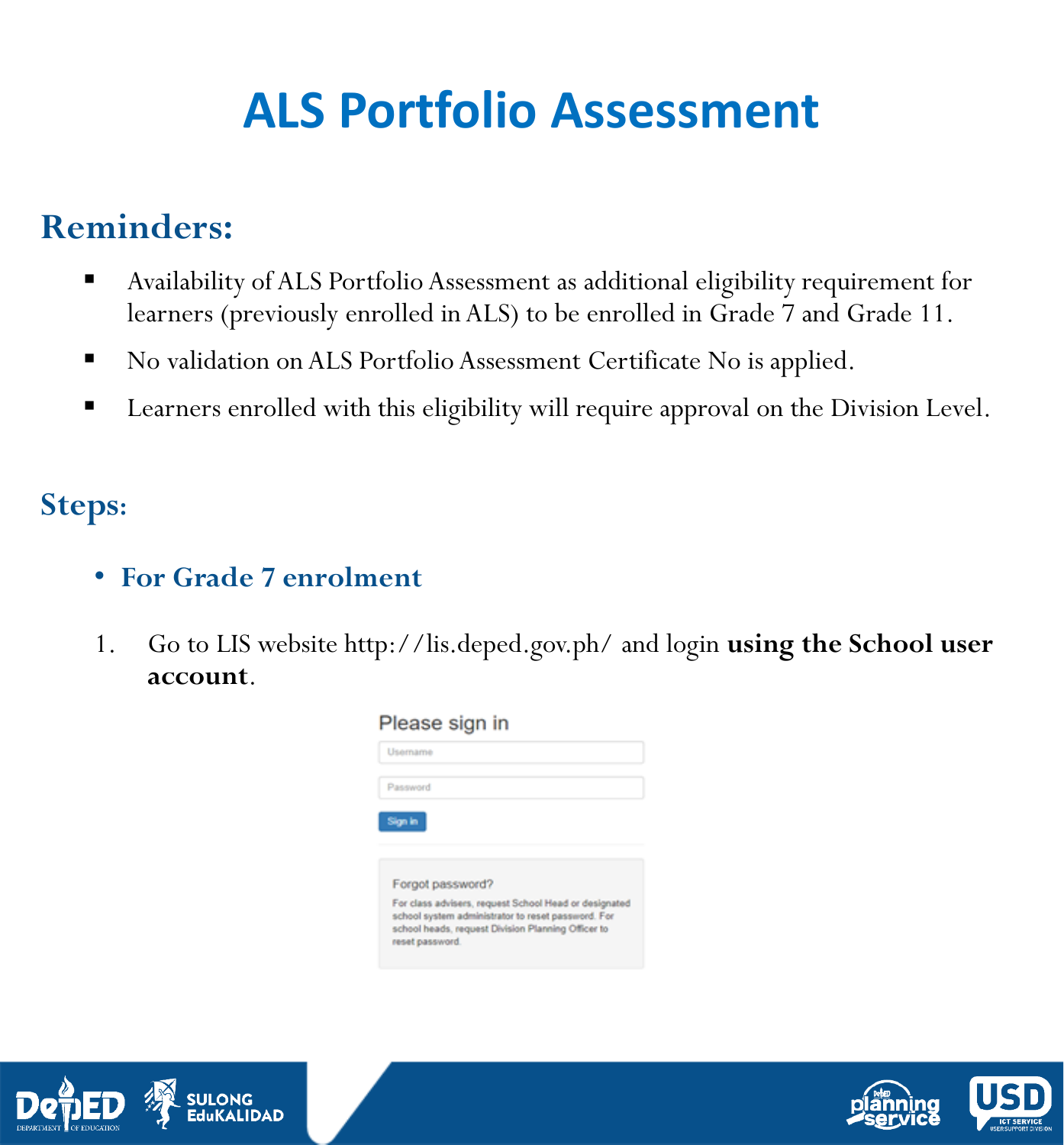# ALS Portfolio Assessment

## Reminders:

- Availability of ALS Portfolio Assessment as additional eligibility requirement for learners (previously enrolled in ALS) to be enrolled in Grade 7 and Grade 11.
- No validation on ALS Portfolio Assessment Certificate No is applied.
- Learners enrolled with this eligibility will require approval on the Division Level.

## Steps:

- **For Grade 7 enrolment**

1. Go to LIS website http://lis.deped.gov.ph/ and login **using the School user account**.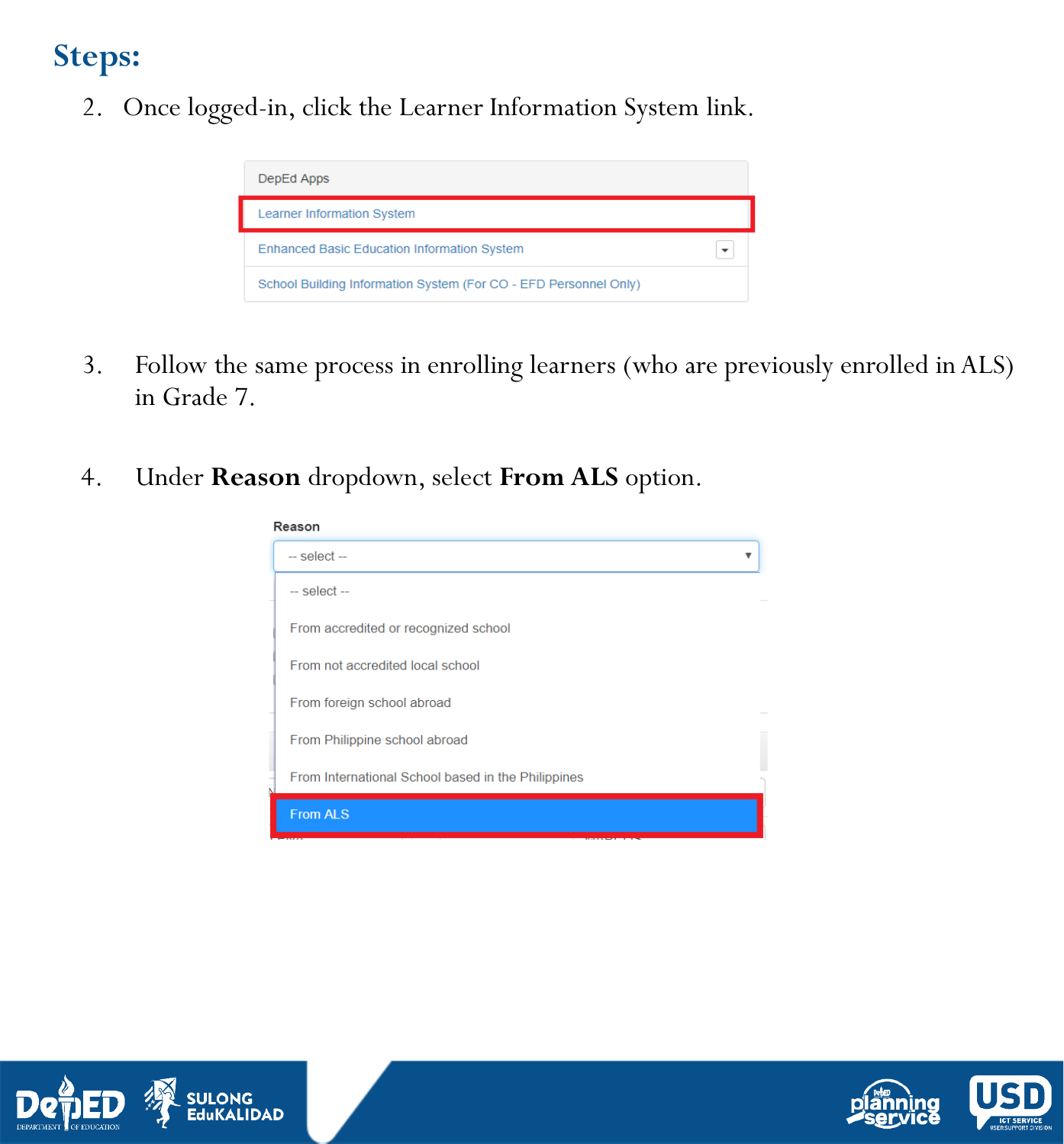## Steps:

2. Once logged-in, click the Learner Information System link.

DepEd Apps

- Learner Information System
- Enhanced Basic Education Information System
- School Building Information System (For CO - EFD Personnel Only)

3. Follow the same process in enrolling learners (who are previously enrolled in ALS) in Grade 7.

4. Under **Reason** dropdown, select **From ALS** option.

Reason

-- select --

- -- select --
- From accredited or recognized school
- From not accredited local school
- From foreign school abroad
- From Philippine school abroad
- From International School based in the Philippines
- From ALS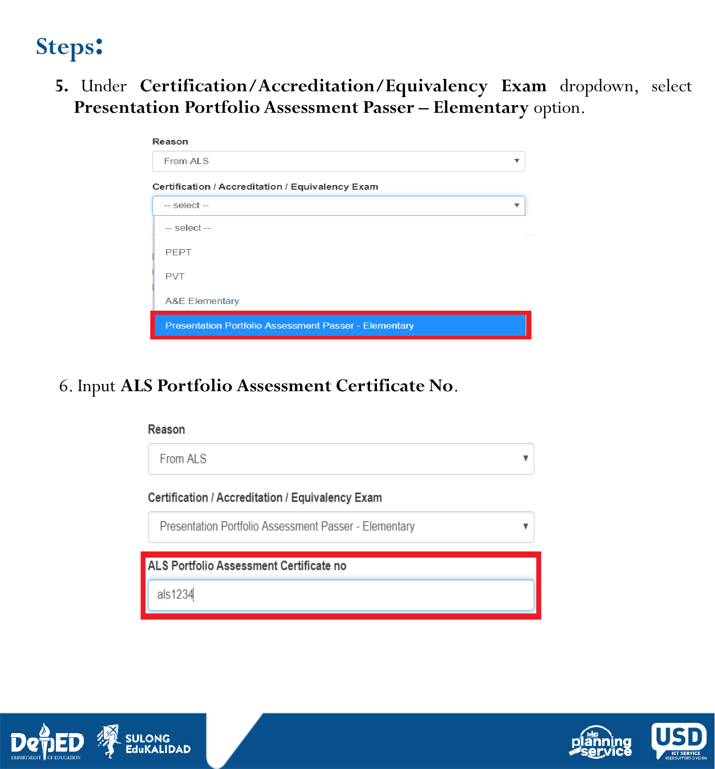## Steps:

5. Under **Certification/Accreditation/Equivalency Exam** dropdown, select **Presentation Portfolio Assessment Passer – Elementary** option.

Reason

From ALS

Certification / Accreditation / Equivalency Exam

-- select --

- -- select --
- PEPT
- PVT
- A&E Elementary
- Presentation Portfolio Assessment Passer - Elementary

6. Input **ALS Portfolio Assessment Certificate No**.

Reason

From ALS

Certification / Accreditation / Equivalency Exam

Presentation Portfolio Assessment Passer - Elementary

ALS Portfolio Assessment Certificate no

als1234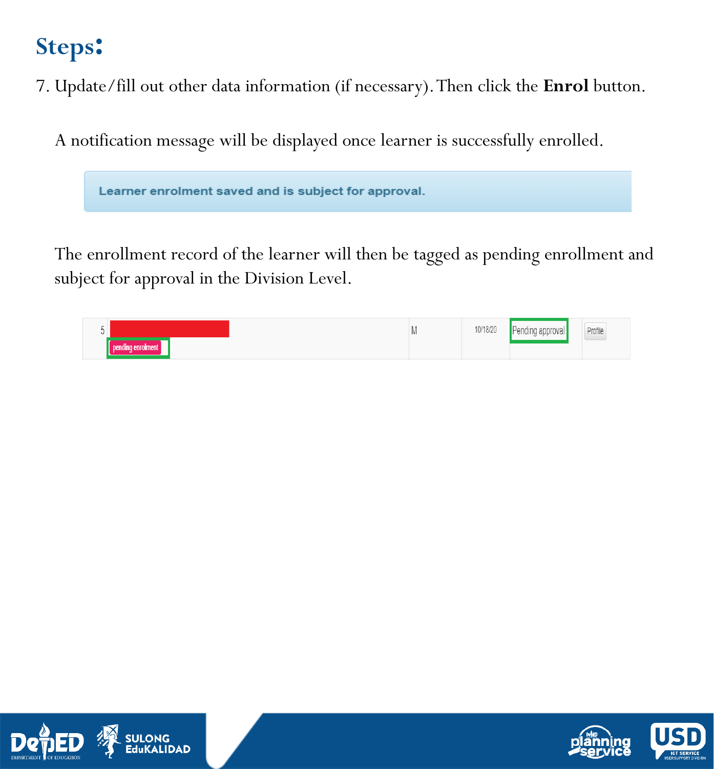## Steps:

7. Update/fill out other data information (if necessary). Then click the **Enrol** button.

   A notification message will be displayed once learner is successfully enrolled.

   Learner enrolment saved and is subject for approval.

   The enrollment record of the learner will then be tagged as pending enrollment and subject for approval in the Division Level.

   | 5 | pending enrolment | M | 10/18/20 | Pending approval | Profile |
   |---|---|---|---|---|---|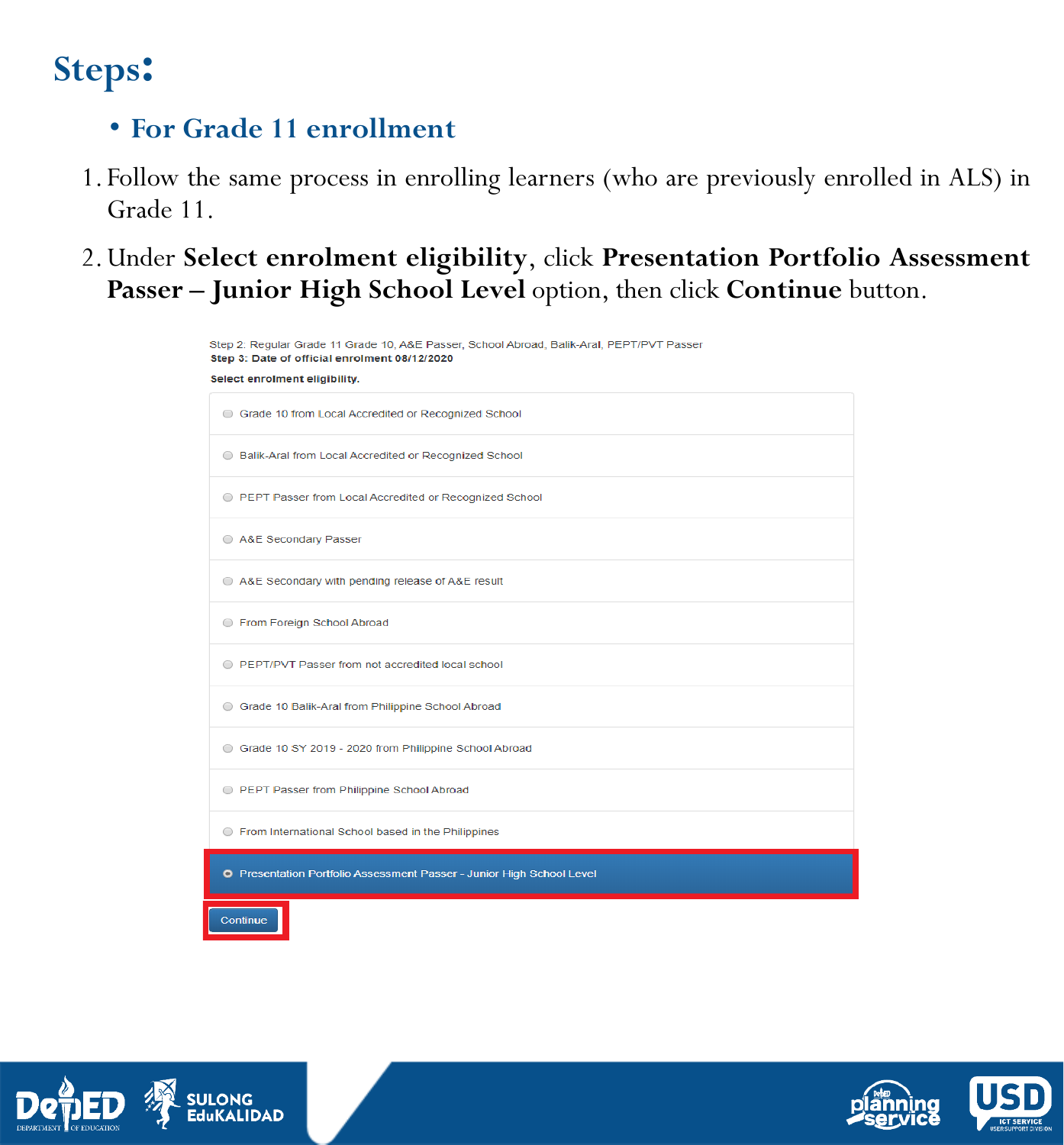# Steps:

- **For Grade 11 enrollment**

1. Follow the same process in enrolling learners (who are previously enrolled in ALS) in Grade 11.
2. Under **Select enrolment eligibility**, click **Presentation Portfolio Assessment Passer – Junior High School Level** option, then click **Continue** button.

Step 2: Regular Grade 11 Grade 10, A&E Passer, School Abroad, Balik-Aral, PEPT/PVT Passer
**Step 3: Date of official enrolment 08/12/2020**

**Select enrolment eligibility.**

- Grade 10 from Local Accredited or Recognized School
- Balik-Aral from Local Accredited or Recognized School
- PEPT Passer from Local Accredited or Recognized School
- A&E Secondary Passer
- A&E Secondary with pending release of A&E result
- From Foreign School Abroad
- PEPT/PVT Passer from not accredited local school
- Grade 10 Balik-Aral from Philippine School Abroad
- Grade 10 SY 2019 - 2020 from Philippine School Abroad
- PEPT Passer from Philippine School Abroad
- From International School based in the Philippines
- Presentation Portfolio Assessment Passer - Junior High School Level

Continue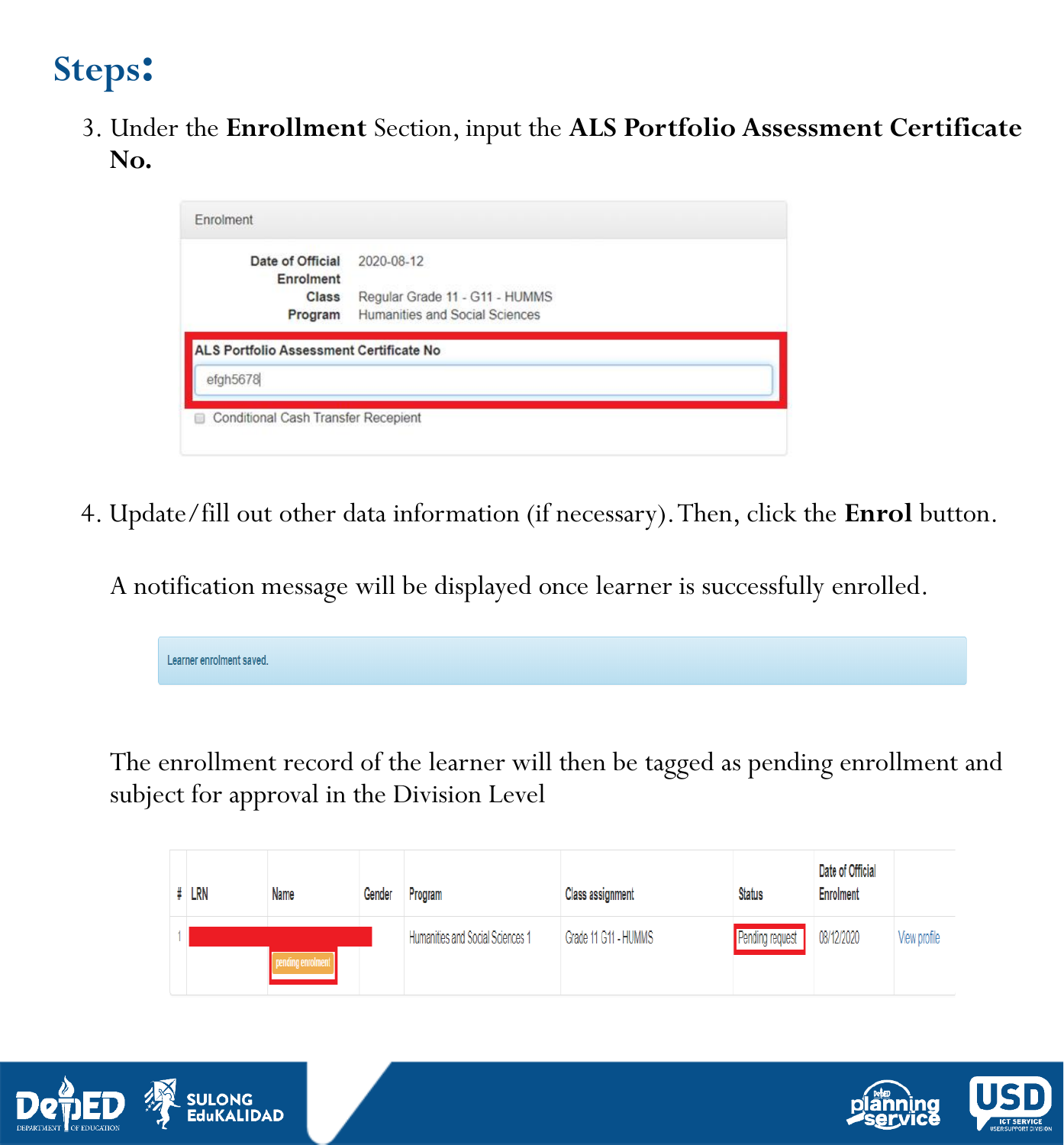# Steps:

3. Under the **Enrollment** Section, input the **ALS Portfolio Assessment Certificate No.**

Enrolment

**Date of Official Enrolment** 2020-08-12
**Class** Regular Grade 11 - G11 - HUMMS
**Program** Humanities and Social Sciences

**ALS Portfolio Assessment Certificate No**

efgh5678

Conditional Cash Transfer Recepient

4. Update/fill out other data information (if necessary). Then, click the **Enrol** button.

   A notification message will be displayed once learner is successfully enrolled.

   Learner enrolment saved.

   The enrollment record of the learner will then be tagged as pending enrollment and subject for approval in the Division Level

| # | LRN | Name | Gender | Program | Class assignment | Status | Date of Official Enrolment | |
|---|---|---|---|---|---|---|---|---|
| 1 | | pending enrolment | | Humanities and Social Sciences 1 | Grade 11 G11 - HUMMS | Pending request | 08/12/2020 | View profile |